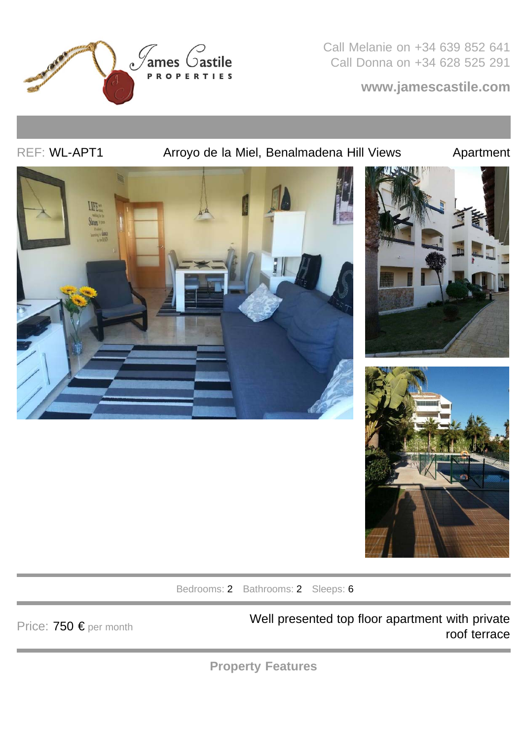James Castile PROPERTIES

Call Melanie on +34 639 852 641
Call Donna on +34 628 525 291

**www.jamescastile.com**

REF: WL-APT1 | Arroyo de la Miel, Benalmadena Hill Views | Apartment

Bedrooms: 2 Bathrooms: 2 Sleeps: 6

Price: 750 € per month

Well presented top floor apartment with private roof terrace

## Property Features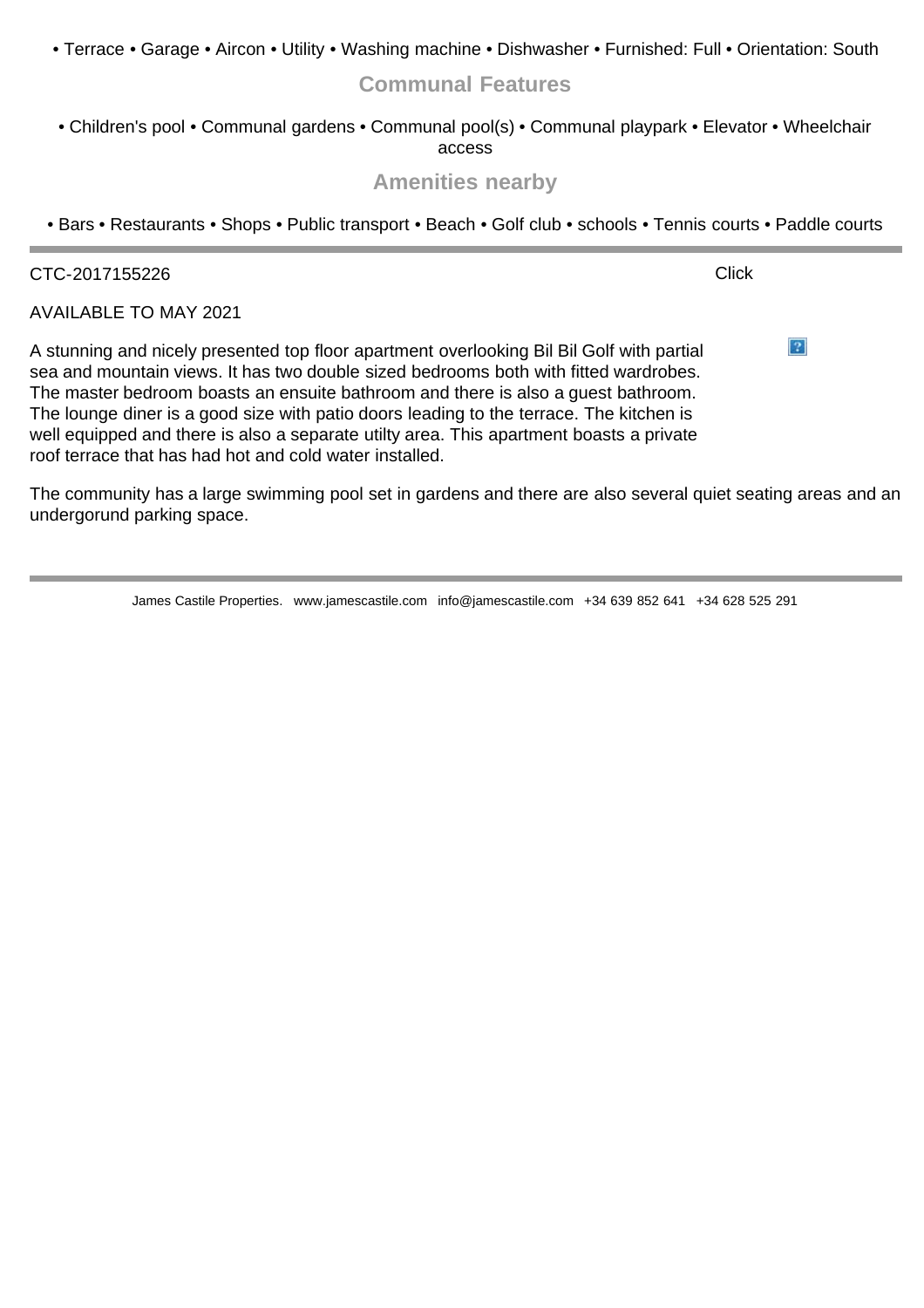• Terrace • Garage • Aircon • Utility • Washing machine • Dishwasher • Furnished: Full • Orientation: South

## Communal Features

• Children's pool • Communal gardens • Communal pool(s) • Communal playpark • Elevator • Wheelchair access

## Amenities nearby

• Bars • Restaurants • Shops • Public transport • Beach • Golf club • schools • Tennis courts • Paddle courts

---

CTC-2017155226

Click

AVAILABLE TO MAY 2021

A stunning and nicely presented top floor apartment overlooking Bil Bil Golf with partial sea and mountain views. It has two double sized bedrooms both with fitted wardrobes. The master bedroom boasts an ensuite bathroom and there is also a guest bathroom. The lounge diner is a good size with patio doors leading to the terrace. The kitchen is well equipped and there is also a separate utilty area. This apartment boasts a private roof terrace that has had hot and cold water installed.

The community has a large swimming pool set in gardens and there are also several quiet seating areas and an undergorund parking space.

---

James Castile Properties. www.jamescastile.com info@jamescastile.com +34 639 852 641 +34 628 525 291